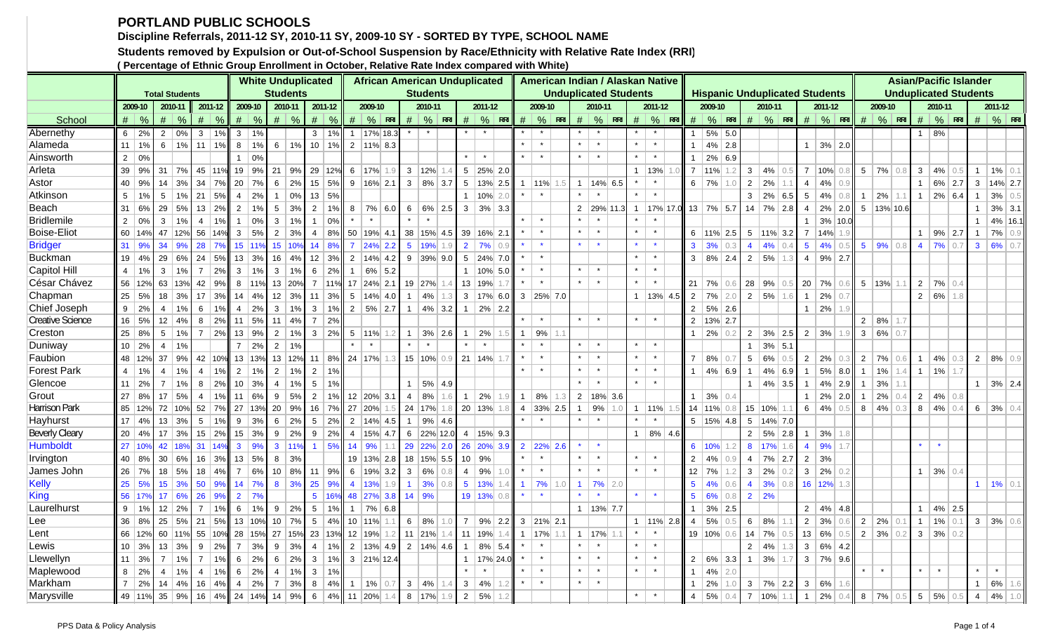# PORTLAND PUBLIC SCHOOLS

**Discipline Referrals, 2011-12 SY, 2010-11 SY, 2009-10 SY - SORTED BY TYPE, SCHOOL NAME**

**Students removed by Expulsion or Out-of-School Suspension by Race/Ethnicity with Relative Rate Index (RRI)**

**( Percentage of Ethnic Group Enrollment in October, Relative Rate Index compared with White)**

| School | Total Students | | | | | | White Unduplicated Students | | | | | | African American Unduplicated Students | | | | | | | | | American Indian / Alaskan Native Unduplicated Students | | | | | | | | | Hispanic Unduplicated Students | | | | | | | | | Asian/Pacific Islander Unduplicated Students | | | | | | | | |
|---|---|---|---|---|---|---|---|---|---|---|---|---|---|---|---|---|---|---|---|---|---|---|---|---|---|---|---|---|---|---|---|---|---|---|---|---|---|---|---|---|---|---|---|---|---|---|---|---|
| | 2009-10 | | 2010-11 | | 2011-12 | | 2009-10 | | 2010-11 | | 2011-12 | | 2009-10 | | | 2010-11 | | | 2011-12 | | | 2009-10 | | | 2010-11 | | | 2011-12 | | | 2009-10 | | | 2010-11 | | | 2011-12 | | | 2009-10 | | | 2010-11 | | | 2011-12 | | |
| | # | % | # | % | # | % | # | % | # | % | # | % | # | % | RRI | # | % | RRI | # | % | RRI | # | % | RRI | # | % | RRI | # | % | RRI | # | % | RRI | # | % | RRI | # | % | RRI | # | % | RRI | # | % | RRI | # | % | RRI |
| Abernethy | 6 | 2% | 2 | 0% | 3 | 1% | 3 | 1% | | | 3 | 1% | 1 | 17% | 18.3 | * | * | | * | * | | * | * | | * | * | | * | * | | 1 | 5% | 5.0 | | | | | | | | | | 1 | 8% | | | | |
| Alameda | 11 | 1% | 6 | 1% | 11 | 1% | 8 | 1% | 6 | 1% | 10 | 1% | 2 | 11% | 8.3 | | | | | | | * | * | | * | * | | * | * | | 1 | 4% | 2.8 | | | | 1 | 3% | 2.0 | | | | | | | | | |
| Ainsworth | 2 | 0% | | | | | 1 | 0% | | | | | | | | | | | * | * | | * | * | | * | * | | | | | 1 | 2% | 6.9 | | | | | | | | | | | | | | | |
| Arleta | 39 | 9% | 31 | 7% | 45 | 11% | 19 | 9% | 21 | 9% | 29 | 12% | 6 | 17% | 1.9 | 3 | 12% | 1.4 | 5 | 25% | 2.0 | | | | | | | 1 | 13% | 1.0 | 7 | 11% | 1.2 | 3 | 4% | 0.5 | 7 | 10% | 0.8 | 5 | 7% | 0.8 | 3 | 4% | 0.5 | 1 | 1% | 0.1 |
| Astor | 40 | 9% | 14 | 3% | 34 | 7% | 20 | 7% | 6 | 2% | 15 | 5% | 9 | 16% | 2.1 | 3 | 8% | 3.7 | 5 | 13% | 2.5 | 1 | 11% | 1.5 | 1 | 14% | 6.5 | * | * | | 6 | 7% | 1.0 | | | | | | | | | | 1 | 6% | 2.7 | 3 | 14% | 2.7 |
| Atkinson | 5 | 1% | 5 | 1% | 21 | 5% | 4 | 2% | 1 | 0% | 13 | 5% | | | | | | | 1 | 10% | 2.0 | * | * | | * | * | | * | * | | | | | 3 | 2% | 6.5 | 5 | 4% | 0.8 | 1 | 2% | 1.1 | 1 | 2% | 6.4 | 1 | 3% | 0.5 |
| Beach | 31 | 6% | 29 | 5% | 13 | 2% | 2 | 1% | 5 | 3% | 2 | 1% | 8 | 7% | 6.0 | 6 | 6% | 2.5 | 3 | 3% | 3.3 | | | | 2 | 29% | 11.3 | 1 | 17% | 17.0 | 13 | 7% | 5.7 | 14 | 7% | 2.8 | 4 | 2% | 2.0 | 5 | 13% | 10.6 | | | | 1 | 3% | 3.1 |
| Bridlemile | 2 | 0% | 3 | 1% | 4 | 1% | 1 | 0% | 3 | 1% | 1 | 0% | * | * | | * | * | | | | | * | * | | * | * | | * | * | | | | | | | | | | | | | | | | | 1 | 4% | 16.1 |
| Boise-Eliot | 60 | 14% | 47 | 12% | 56 | 14% | 3 | 5% | 2 | 3% | 4 | 8% | 50 | 19% | 4.1 | 38 | 15% | 4.5 | 39 | 16% | 2.1 | * | * | | * | * | | * | * | | 6 | 11% | 2.5 | 5 | 11% | 3.2 | 7 | 14% | 1.9 | | | | 1 | 9% | 2.7 | 1 | 7% | 0.9 |
| Bridger | 31 | 9% | 34 | 9% | 28 | 7% | 15 | 11% | 15 | 10% | 14 | 8% | 7 | 24% | 2.2 | 5 | 19% | 1.9 | 2 | 7% | 0.9 | * | * | | * | * | | * | * | | 3 | 3% | 0.3 | 4 | 4% | 0.4 | 5 | 4% | 0.5 | 5 | 9% | 0.8 | 4 | 7% | 0.7 | 3 | 6% | 0.7 |
| Buckman | 19 | 4% | 29 | 6% | 24 | 5% | 13 | 3% | 16 | 4% | 12 | 3% | 2 | 14% | 4.2 | 9 | 39% | 9.0 | 5 | 24% | 7.0 | * | * | | | | | * | * | | 3 | 8% | 2.4 | 2 | 5% | 1.3 | 4 | 9% | 2.7 | | | | | | | | | |
| Capitol Hill | 4 | 1% | 3 | 1% | 7 | 2% | 3 | 1% | 3 | 1% | 6 | 2% | 1 | 6% | 5.2 | | | | 1 | 10% | 5.0 | * | * | | * | * | | * | * | | | | | | | | | | | | | | | | | | | |
| César Chávez | 56 | 12% | 63 | 13% | 42 | 9% | 8 | 11% | 13 | 20% | 7 | 11% | 17 | 24% | 2.1 | 19 | 27% | 1.4 | 13 | 19% | 1.7 | * | * | | * | * | | * | * | | 21 | 7% | 0.6 | 28 | 9% | 0.5 | 20 | 7% | 0.6 | 5 | 13% | 1.1 | 2 | 7% | 0.4 | | | |
| Chapman | 25 | 5% | 18 | 3% | 17 | 3% | 14 | 4% | 12 | 3% | 11 | 3% | 5 | 14% | 4.0 | 1 | 4% | 1.3 | 3 | 17% | 6.0 | 3 | 25% | 7.0 | | | | 1 | 13% | 4.5 | 2 | 7% | 2.0 | 2 | 5% | 1.6 | 1 | 2% | 0.7 | | | | 2 | 6% | 1.8 | | | |
| Chief Joseph | 9 | 2% | 4 | 1% | 6 | 1% | 4 | 2% | 3 | 1% | 3 | 1% | 2 | 5% | 2.7 | 1 | 4% | 3.2 | 1 | 2% | 2.2 | | | | | | | | | | 2 | 5% | 2.6 | | | | 1 | 2% | 1.9 | | | | | | | | | |
| Creative Science | 16 | 5% | 12 | 4% | 8 | 2% | 11 | 5% | 11 | 4% | 7 | 2% | | | | | | | | | | * | * | | * | * | | * | * | | 2 | 13% | 2.7 | | | | | | | 2 | 8% | 1.7 | | | | | | |
| Creston | 25 | 8% | 5 | 1% | 7 | 2% | 13 | 9% | 2 | 1% | 3 | 2% | 5 | 11% | 1.2 | 1 | 3% | 2.6 | 1 | 2% | 1.5 | 1 | 9% | 1.1 | | | | | | | 1 | 2% | 0.2 | 2 | 3% | 2.5 | 2 | 3% | 1.9 | 3 | 6% | 0.7 | | | | | | |
| Duniway | 10 | 2% | 4 | 1% | | | 7 | 2% | 2 | 1% | | | * | * | | * | * | | * | * | | * | * | | * | * | | * | * | | | | | 1 | 3% | 5.1 | | | | | | | | | | | | |
| Faubion | 48 | 12% | 37 | 9% | 42 | 10% | 13 | 13% | 13 | 12% | 11 | 8% | 24 | 17% | 1.3 | 15 | 10% | 0.9 | 21 | 14% | 1.7 | * | * | | * | * | | * | * | | 7 | 8% | 0.7 | 5 | 6% | 0.5 | 2 | 2% | 0.3 | 2 | 7% | 0.6 | 1 | 4% | 0.3 | 2 | 8% | 0.9 |
| Forest Park | 4 | 1% | 4 | 1% | 4 | 1% | 2 | 1% | 2 | 1% | 2 | 1% | | | | | | | | | | * | * | | * | * | | * | * | | 1 | 4% | 6.9 | 1 | 4% | 6.9 | 1 | 5% | 8.0 | 1 | 1% | 1.4 | 1 | 1% | 1.7 | | | |
| Glencoe | 11 | 2% | 7 | 1% | 8 | 2% | 10 | 3% | 4 | 1% | 5 | 1% | | | | 1 | 5% | 4.9 | | | | | | | * | * | | * | * | | | | | 1 | 4% | 3.5 | 1 | 4% | 2.9 | 1 | 3% | 1.1 | | | | 1 | 3% | 2.4 |
| Grout | 27 | 8% | 17 | 5% | 4 | 1% | 11 | 6% | 9 | 5% | 2 | 1% | 12 | 20% | 3.1 | 4 | 8% | 1.6 | 1 | 2% | 1.9 | 1 | 8% | 1.3 | 2 | 18% | 3.6 | | | | 1 | 3% | 0.4 | | | | 1 | 2% | 2.0 | 1 | 2% | 0.4 | 2 | 4% | 0.8 | | | |
| Harrison Park | 85 | 12% | 72 | 10% | 52 | 7% | 27 | 13% | 20 | 9% | 16 | 7% | 27 | 20% | 1.5 | 24 | 17% | 1.8 | 20 | 13% | 1.8 | 4 | 33% | 2.5 | 1 | 9% | 1.0 | 1 | 11% | 1.5 | 14 | 11% | 0.8 | 15 | 10% | 1.1 | 6 | 4% | 0.5 | 8 | 4% | 0.3 | 8 | 4% | 0.4 | 6 | 3% | 0.4 |
| Hayhurst | 17 | 4% | 13 | 3% | 5 | 1% | 9 | 3% | 6 | 2% | 5 | 2% | 2 | 14% | 4.5 | 1 | 9% | 4.6 | | | | * | * | | * | * | | * | * | | 5 | 15% | 4.8 | 5 | 14% | 7.0 | | | | | | | | | | | | |
| Beverly Cleary | 20 | 4% | 17 | 3% | 15 | 2% | 15 | 3% | 9 | 2% | 9 | 2% | 4 | 15% | 4.7 | 6 | 22% | 12.0 | 4 | 15% | 9.3 | | | | | | | 1 | 8% | 4.6 | | | | 2 | 5% | 2.8 | 1 | 3% | 1.8 | | | | | | | | | |
| Humboldt | 27 | 10% | 42 | 18% | 31 | 14% | 3 | 9% | 3 | 11% | 1 | 5% | 14 | 9% | 1.1 | 29 | 22% | 2.0 | 26 | 20% | 3.9 | 2 | 22% | 2.6 | * | * | | | | | 6 | 10% | 1.2 | 8 | 17% | 1.6 | 4 | 9% | 1.7 | | | | * | * | | | | |
| Irvington | 40 | 8% | 30 | 6% | 16 | 3% | 13 | 5% | 8 | 3% | | | 19 | 13% | 2.8 | 18 | 15% | 5.5 | 10 | 9% | | * | * | | * | * | | * | * | | 2 | 4% | 0.9 | 4 | 7% | 2.7 | 2 | 3% | | | | | | | | | | |
| James John | 26 | 7% | 18 | 5% | 18 | 4% | 7 | 6% | 10 | 8% | 11 | 9% | 6 | 19% | 3.2 | 3 | 6% | 0.8 | 4 | 9% | 1.0 | * | * | | * | * | | * | * | | 12 | 7% | 1.2 | 3 | 2% | 0.2 | 3 | 2% | 0.2 | | | | 1 | 3% | 0.4 | | | |
| Kelly | 25 | 5% | 15 | 3% | 50 | 9% | 14 | 7% | 8 | 3% | 25 | 9% | 4 | 13% | 1.9 | 1 | 3% | 0.8 | 5 | 13% | 1.4 | 1 | 7% | 1.0 | 1 | 7% | 2.0 | | | | 5 | 4% | 0.6 | 4 | 3% | 0.8 | 16 | 12% | 1.3 | | | | | | | 1 | 1% | 0.1 |
| King | 56 | 17% | 17 | 6% | 26 | 9% | 2 | 7% | | | 5 | 16% | 48 | 27% | 3.8 | 14 | 9% | | 19 | 13% | 0.8 | * | * | | * | * | | * | * | | 5 | 6% | 0.8 | 2 | 2% | | | | | | | | | | | | | |
| Laurelhurst | 9 | 1% | 12 | 2% | 7 | 1% | 6 | 1% | 9 | 2% | 5 | 1% | 1 | 7% | 6.8 | | | | | | | | | | 1 | 13% | 7.7 | | | | 1 | 3% | 2.5 | | | | 2 | 4% | 4.8 | | | | 1 | 4% | 2.5 | | | |
| Lee | 36 | 8% | 25 | 5% | 21 | 5% | 13 | 10% | 10 | 7% | 5 | 4% | 10 | 11% | 1.1 | 6 | 8% | 1.0 | 7 | 9% | 2.2 | 3 | 21% | 2.1 | | | | 1 | 11% | 2.8 | 4 | 5% | 0.5 | 6 | 8% | 1.1 | 2 | 3% | 0.6 | 2 | 2% | 0.1 | 1 | 1% | 0.1 | 3 | 3% | 0.6 |
| Lent | 66 | 12% | 60 | 11% | 55 | 10% | 28 | 15% | 27 | 15% | 23 | 13% | 12 | 19% | 1.2 | 11 | 21% | 1.4 | 11 | 19% | 1.4 | 1 | 17% | 1.1 | 1 | 17% | 1.1 | * | * | | 19 | 10% | 0.6 | 14 | 7% | 0.5 | 13 | 6% | 0.5 | 2 | 3% | 0.2 | 3 | 3% | 0.2 | | | |
| Lewis | 10 | 3% | 13 | 3% | 9 | 2% | 7 | 3% | 9 | 3% | 4 | 1% | 2 | 13% | 4.9 | 2 | 14% | 4.6 | 1 | 8% | 5.4 | * | * | | * | * | | * | * | | | | | 2 | 4% | 1.3 | 3 | 6% | 4.2 | | | | | | | | | |
| Llewellyn | 11 | 3% | 7 | 1% | 7 | 1% | 6 | 2% | 6 | 2% | 3 | 1% | 3 | 21% | 12.4 | | | | 1 | 17% | 24.0 | * | * | | * | * | | * | * | | 2 | 6% | 3.3 | 1 | 3% | 1.7 | 3 | 7% | 9.6 | | | | | | | | | |
| Maplewood | 8 | 2% | 4 | 1% | 4 | 1% | 6 | 2% | 4 | 1% | 3 | 1% | | | | | | | * | * | | * | * | | * | * | | * | * | | 1 | 4% | 2.0 | | | | | | | * | * | | * | * | | * | * | |
| Markham | 7 | 2% | 14 | 4% | 16 | 4% | 4 | 2% | 7 | 3% | 8 | 4% | 1 | 1% | 0.7 | 3 | 4% | 1.4 | 3 | 4% | 1.2 | * | * | | * | * | | | | | 1 | 2% | 1.0 | 3 | 7% | 2.2 | 3 | 6% | 1.6 | | | | | | | 1 | 6% | 1.6 |
| Marysville | 49 | 11% | 35 | 9% | 16 | 4% | 24 | 14% | 14 | 9% | 6 | 4% | 11 | 20% | 1.4 | 8 | 17% | 1.9 | 2 | 5% | 1.2 | | | | | | | * | * | | 4 | 5% | 0.4 | 7 | 10% | 1.1 | 1 | 2% | 0.4 | 8 | 7% | 0.5 | 5 | 5% | 0.5 | 4 | 4% | 1.0 |

PPS Data & Policy Analysis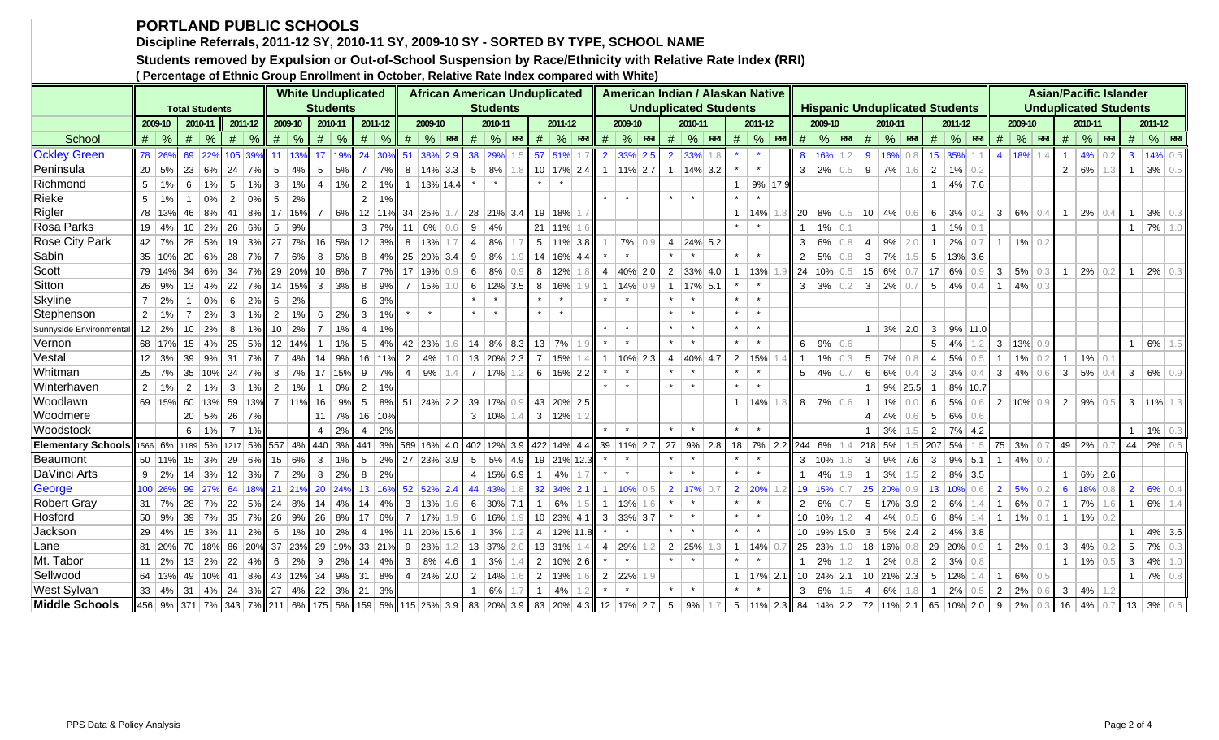# PORTLAND PUBLIC SCHOOLS

**Discipline Referrals, 2011-12 SY, 2010-11 SY, 2009-10 SY - SORTED BY TYPE, SCHOOL NAME**

**Students removed by Expulsion or Out-of-School Suspension by Race/Ethnicity with Relative Rate Index (RRI)**

**( Percentage of Ethnic Group Enrollment in October, Relative Rate Index compared with White)**

| | Total Students | | | | | | White Unduplicated Students | | | | | | African American Unduplicated Students | | | | | | | | | American Indian / Alaskan Native Unduplicated Students | | | | | | | | | Hispanic Unduplicated Students | | | | | | | | | Asian/Pacific Islander Unduplicated Students | | | | | | | | |
|---|---|---|---|---|---|---|---|---|---|---|---|---|---|---|---|---|---|---|---|---|---|---|---|---|---|---|---|---|---|---|---|---|---|---|---|---|---|---|---|---|---|---|---|---|---|---|---|---|
| | 2009-10 | | 2010-11 | | 2011-12 | | 2009-10 | | 2010-11 | | 2011-12 | | 2009-10 | | | 2010-11 | | | 2011-12 | | | 2009-10 | | | 2010-11 | | | 2011-12 | | | 2009-10 | | | 2010-11 | | | 2011-12 | | | 2009-10 | | | 2010-11 | | | 2011-12 | | |
| School | # | % | # | % | # | % | # | % | # | % | # | % | # | % | RRI | # | % | RRI | # | % | RRI | # | % | RRI | # | % | RRI | # | % | RRI | # | % | RRI | # | % | RRI | # | % | RRI | # | % | RRI | # | % | RRI | # | % | RRI |
| Ockley Green | 78 | 26% | 69 | 22% | 105 | 39% | 11 | 13% | 17 | 19% | 24 | 30% | 51 | 38% | 2.9 | 28 | 29% | 1.5 | 57 | 51% | 1.7 | 2 | 33% | 2.5 | 2 | 33% | 1.8 | * | * | | 8 | 16% | 1.2 | 9 | 16% | 0.8 | 15 | 35% | 1.1 | 4 | 18% | 1.4 | 1 | 4% | 0.2 | 3 | 14% | 0.5 |
| Peninsula | 20 | 5% | 23 | 6% | 24 | 7% | 5 | 4% | 5 | 5% | 7 | 7% | 8 | 14% | 3.3 | 5 | 8% | 1.8 | 10 | 17% | 2.4 | 1 | 11% | 2.7 | 1 | 14% | 3.2 | * | * | | 3 | 2% | 0.5 | 9 | 7% | 1.6 | 2 | 1% | 0.2 | | | | 2 | 6% | 1.3 | 1 | 3% | 0.5 |
| Richmond | 5 | 1% | 6 | 1% | 5 | 1% | 3 | 1% | 4 | 1% | 2 | 1% | 1 | 13% | 14.4 | * | * | | * | * | | | | | | | | 1 | 9% | 17.9 | | | | | | | 1 | 4% | 7.6 | | | | | | | | | |
| Rieke | 5 | 1% | 1 | 0% | 2 | 0% | 5 | 2% | | | 2 | 1% | | | | | | | | | | * | * | | * | * | | * | * | | | | | | | | | | | | | | | | | | | |
| Rigler | 78 | 13% | 46 | 8% | 41 | 8% | 17 | 15% | 7 | 6% | 12 | 11% | 34 | 25% | 1.7 | 28 | 21% | 3.4 | 19 | 18% | 1.7 | | | | | | | 1 | 14% | 1.3 | 20 | 8% | 0.5 | 10 | 4% | 0.6 | 6 | 3% | 0.2 | 3 | 6% | 0.4 | 1 | 2% | 0.4 | 1 | 3% | 0.3 |
| Rosa Parks | 19 | 4% | 10 | 2% | 26 | 6% | 5 | 9% | | | 3 | 7% | 11 | 6% | 0.6 | 9 | 4% | | 21 | 11% | 1.6 | | | | | | | * | * | | 1 | 1% | 0.1 | | | | 1 | 1% | 0.1 | | | | | | | 1 | 7% | 1.0 |
| Rose City Park | 42 | 7% | 28 | 5% | 19 | 3% | 27 | 7% | 16 | 5% | 12 | 3% | 8 | 13% | 1.7 | 4 | 8% | 1.7 | 5 | 11% | 3.8 | 1 | 7% | 0.9 | 4 | 24% | 5.2 | | | | 3 | 6% | 0.8 | 4 | 9% | 2.0 | 1 | 2% | 0.7 | 1 | 1% | 0.2 | | | | | | |
| Sabin | 35 | 10% | 20 | 6% | 28 | 7% | 7 | 6% | 8 | 5% | 8 | 4% | 25 | 20% | 3.4 | 9 | 8% | 1.9 | 14 | 16% | 4.4 | * | * | | * | * | | * | * | | 2 | 5% | 0.8 | 3 | 7% | 1.5 | 5 | 13% | 3.6 | | | | | | | | | |
| Scott | 79 | 14% | 34 | 6% | 34 | 7% | 29 | 20% | 10 | 8% | 7 | 7% | 17 | 19% | 0.9 | 6 | 8% | 0.9 | 8 | 12% | 1.8 | 4 | 40% | 2.0 | 2 | 33% | 4.0 | 1 | 13% | 1.9 | 24 | 10% | 0.5 | 15 | 6% | 0.7 | 17 | 6% | 0.9 | 3 | 5% | 0.3 | 1 | 2% | 0.2 | 1 | 2% | 0.3 |
| Sitton | 26 | 9% | 13 | 4% | 22 | 7% | 14 | 15% | 3 | 3% | 8 | 9% | 7 | 15% | 1.0 | 6 | 12% | 3.5 | 8 | 16% | 1.9 | 1 | 14% | 0.9 | 1 | 17% | 5.1 | * | * | | 3 | 3% | 0.2 | 3 | 2% | 0.7 | 5 | 4% | 0.4 | 1 | 4% | 0.3 | | | | | | |
| Skyline | 7 | 2% | 1 | 0% | 6 | 2% | 6 | 2% | | | 6 | 3% | | | | * | * | | * | * | | * | * | | * | * | | * | * | | | | | | | | | | | | | | | | | | | |
| Stephenson | 2 | 1% | 7 | 2% | 3 | 1% | 2 | 1% | 6 | 2% | 3 | 1% | * | * | | * | * | | * | * | | | | | * | * | | * | * | | | | | | | | | | | | | | | | | | | |
| Sunnyside Environmental | 12 | 2% | 10 | 2% | 8 | 1% | 10 | 2% | 7 | 1% | 4 | 1% | | | | | | | | | | * | * | | * | * | | * | * | | | | | 1 | 3% | 2.0 | 3 | 9% | 11.0 | | | | | | | | | |
| Vernon | 68 | 17% | 15 | 4% | 25 | 5% | 12 | 14% | 1 | 1% | 5 | 4% | 42 | 23% | 1.6 | 14 | 8% | 8.3 | 13 | 7% | 1.9 | * | * | | * | * | | * | * | | 6 | 9% | 0.6 | | | | 5 | 4% | 1.2 | 3 | 13% | 0.9 | | | | 1 | 6% | 1.5 |
| Vestal | 12 | 3% | 39 | 9% | 31 | 7% | 7 | 4% | 14 | 9% | 16 | 11% | 2 | 4% | 1.0 | 13 | 20% | 2.3 | 7 | 15% | 1.4 | 1 | 10% | 2.3 | 4 | 40% | 4.7 | 2 | 15% | 1.4 | 1 | 1% | 0.3 | 5 | 7% | 0.8 | 4 | 5% | 0.5 | 1 | 1% | 0.2 | 1 | 1% | 0.1 | | | |
| Whitman | 25 | 7% | 35 | 10% | 24 | 7% | 8 | 7% | 17 | 15% | 9 | 7% | 4 | 9% | 1.4 | 7 | 17% | 1.2 | 6 | 15% | 2.2 | * | * | | * | * | | * | * | | 5 | 4% | 0.7 | 6 | 6% | 0.4 | 3 | 3% | 0.4 | 3 | 4% | 0.6 | 3 | 5% | 0.4 | 3 | 6% | 0.9 |
| Winterhaven | 2 | 1% | 2 | 1% | 3 | 1% | 2 | 1% | 1 | 0% | 2 | 1% | | | | | | | | | | * | * | | * | * | | * | * | | | | | 1 | 9% | 25.5 | 1 | 8% | 10.7 | | | | | | | | | |
| Woodlawn | 69 | 15% | 60 | 13% | 59 | 13% | 7 | 11% | 16 | 19% | 5 | 8% | 51 | 24% | 2.2 | 39 | 17% | 0.9 | 43 | 20% | 2.5 | | | | | | | 1 | 14% | 1.8 | 8 | 7% | 0.6 | 1 | 1% | 0.0 | 6 | 5% | 0.6 | 2 | 10% | 0.9 | 2 | 9% | 0.5 | 3 | 11% | 1.3 |
| Woodmere | | | 20 | 5% | 26 | 7% | | | 11 | 7% | 16 | 10% | | | | 3 | 10% | 1.4 | 3 | 12% | 1.2 | | | | | | | | | | | | | 4 | 4% | 0.6 | 5 | 6% | 0.6 | | | | | | | | | |
| Woodstock | | | 6 | 1% | 7 | 1% | | | 4 | 2% | 4 | 2% | | | | | | | | | | * | * | | * | * | | * | * | | | | | 1 | 3% | 1.5 | 2 | 7% | 4.2 | | | | | | | 1 | 1% | 0.3 |
| **Elementary Schools** | 1566 | 6% | 1189 | 5% | 1217 | 5% | 557 | 4% | 440 | 3% | 441 | 3% | 569 | 16% | 4.0 | 402 | 12% | 3.9 | 422 | 14% | 4.4 | 39 | 11% | 2.7 | 27 | 9% | 2.8 | 18 | 7% | 2.2 | 244 | 6% | 1.4 | 218 | 5% | 1.5 | 207 | 5% | 1.5 | 75 | 3% | 0.7 | 49 | 2% | 0.7 | 44 | 2% | 0.6 |
| Beaumont | 50 | 11% | 15 | 3% | 29 | 6% | 15 | 6% | 3 | 1% | 5 | 2% | 27 | 23% | 3.9 | 5 | 5% | 4.9 | 19 | 21% | 12.3 | * | * | | * | * | | * | * | | 3 | 10% | 1.6 | 3 | 9% | 7.6 | 3 | 9% | 5.1 | 1 | 4% | 0.7 | | | | | | |
| DaVinci Arts | 9 | 2% | 14 | 3% | 12 | 3% | 7 | 2% | 8 | 2% | 8 | 2% | | | | 4 | 15% | 6.9 | 1 | 4% | 1.7 | * | * | | * | * | | * | * | | 1 | 4% | 1.9 | 1 | 3% | 1.5 | 2 | 8% | 3.5 | | | | 1 | 6% | 2.6 | | | |
| George | 100 | 26% | 99 | 27% | 64 | 18% | 21 | 21% | 20 | 24% | 13 | 16% | 52 | 52% | 2.4 | 44 | 43% | 1.8 | 32 | 34% | 2.1 | 1 | 10% | 0.5 | 2 | 17% | 0.7 | 2 | 20% | 1.2 | 19 | 15% | 0.7 | 25 | 20% | 0.9 | 13 | 10% | 0.6 | 2 | 5% | 0.2 | 6 | 18% | 0.8 | 2 | 6% | 0.4 |
| Robert Gray | 31 | 7% | 28 | 7% | 22 | 5% | 24 | 8% | 14 | 4% | 14 | 4% | 3 | 13% | 1.6 | 6 | 30% | 7.1 | 1 | 6% | 1.5 | 1 | 13% | 1.6 | * | * | | * | * | | 2 | 6% | 0.7 | 5 | 17% | 3.9 | 2 | 6% | 1.4 | 1 | 6% | 0.7 | 1 | 7% | 1.6 | 1 | 6% | 1.4 |
| Hosford | 50 | 9% | 39 | 7% | 35 | 7% | 26 | 9% | 26 | 8% | 17 | 6% | 7 | 17% | 1.9 | 6 | 16% | 1.9 | 10 | 23% | 4.1 | 3 | 33% | 3.7 | * | * | | * | * | | 10 | 10% | 1.2 | 4 | 4% | 0.5 | 6 | 8% | 1.4 | 1 | 1% | 0.1 | 1 | 1% | 0.2 | | | |
| Jackson | 29 | 4% | 15 | 3% | 11 | 2% | 6 | 1% | 10 | 2% | 4 | 1% | 11 | 20% | 15.6 | 1 | 3% | 1.2 | 4 | 12% | 11.8 | * | * | | * | * | | * | * | | 10 | 19% | 15.0 | 3 | 5% | 2.4 | 2 | 4% | 3.8 | | | | | | | 1 | 4% | 3.6 |
| Lane | 81 | 20% | 70 | 18% | 86 | 20% | 37 | 23% | 29 | 19% | 33 | 21% | 9 | 28% | 1.2 | 13 | 37% | 2.0 | 13 | 31% | 1.4 | 4 | 29% | 1.2 | 2 | 25% | 1.3 | 1 | 14% | 0.7 | 25 | 23% | 1.0 | 18 | 16% | 0.8 | 29 | 20% | 0.9 | 1 | 2% | 0.1 | 3 | 4% | 0.2 | 5 | 7% | 0.3 |
| Mt. Tabor | 11 | 2% | 13 | 2% | 22 | 4% | 6 | 2% | 9 | 2% | 14 | 4% | 3 | 8% | 4.6 | 1 | 3% | 1.4 | 2 | 10% | 2.6 | * | * | | * | * | | * | * | | 1 | 2% | 1.2 | 1 | 2% | 0.8 | 2 | 3% | 0.8 | | | | 1 | 1% | 0.5 | 3 | 4% | 1.0 |
| Sellwood | 64 | 13% | 49 | 10% | 41 | 8% | 43 | 12% | 34 | 9% | 31 | 8% | 4 | 24% | 2.0 | 2 | 14% | 1.6 | 2 | 13% | 1.6 | 2 | 22% | 1.9 | | | | 1 | 17% | 2.1 | 10 | 24% | 2.1 | 10 | 21% | 2.3 | 5 | 12% | 1.4 | 1 | 6% | 0.5 | | | | 1 | 7% | 0.8 |
| West Sylvan | 33 | 4% | 31 | 4% | 24 | 3% | 27 | 4% | 22 | 3% | 21 | 3% | | | | 1 | 6% | 1.7 | 1 | 4% | 1.2 | * | * | | * | * | | * | * | | 3 | 6% | 1.5 | 4 | 6% | 1.8 | 1 | 2% | 0.5 | 2 | 2% | 0.6 | 3 | 4% | 1.2 | | | |
| **Middle Schools** | 456 | 9% | 371 | 7% | 343 | 7% | 211 | 6% | 175 | 5% | 159 | 5% | 115 | 25% | 3.9 | 83 | 20% | 3.9 | 83 | 20% | 4.3 | 12 | 17% | 2.7 | 5 | 9% | 1.7 | 5 | 11% | 2.3 | 84 | 14% | 2.2 | 72 | 11% | 2.1 | 65 | 10% | 2.0 | 9 | 2% | 0.3 | 16 | 4% | 0.7 | 13 | 3% | 0.6 |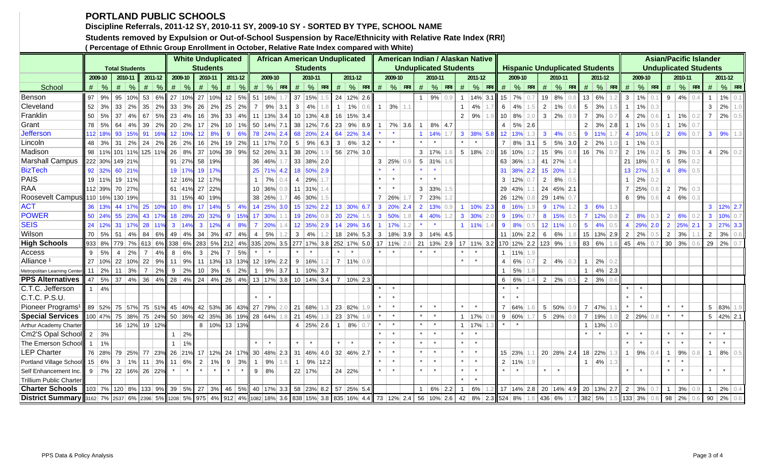# PORTLAND PUBLIC SCHOOLS

## Discipline Referrals, 2011-12 SY, 2010-11 SY, 2009-10 SY - SORTED BY TYPE, SCHOOL NAME

### Students removed by Expulsion or Out-of-School Suspension by Race/Ethnicity with Relative Rate Index (RRI)

**( Percentage of Ethnic Group Enrollment in October, Relative Rate Index compared with White)**

| School | Total Students | | | | | | White Unduplicated Students | | | | | | African American Unduplicated Students | | | | | | | | | American Indian / Alaskan Native Unduplicated Students | | | | | | | | | Hispanic Unduplicated Students | | | | | | | | | Asian/Pacific Islander Unduplicated Students | | | | | | | | |
|---|---|---|---|---|---|---|---|---|---|---|---|---|---|---|---|---|---|---|---|---|---|---|---|---|---|---|---|---|---|---|---|---|---|---|---|---|---|---|---|---|---|---|---|---|---|---|---|---|
| | 2009-10 | | 2010-11 | | 2011-12 | | 2009-10 | | 2010-11 | | 2011-12 | | 2009-10 | | | 2010-11 | | | 2011-12 | | | 2009-10 | | | 2010-11 | | | 2011-12 | | | 2009-10 | | | 2010-11 | | | 2011-12 | | | 2009-10 | | | 2010-11 | | | 2011-12 | | |
| | # | % | # | % | # | % | # | % | # | % | # | % | # | % | RRI | # | % | RRI | # | % | RRI | # | % | RRI | # | % | RRI | # | % | RRI | # | % | RRI | # | % | RRI | # | % | RRI | # | % | RRI | # | % | RRI | # | % | RRI |
| Benson | 97 | 9% | 95 | 10% | 53 | 6% | 27 | 10% | 27 | 10% | 12 | 5% | 51 | 16% | 1.7 | 37 | 15% | 1.5 | 24 | 12% | 2.6 | | | | 1 | 9% | 0.9 | 1 | 14% | 3.1 | 15 | 7% | 0.7 | 19 | 8% | 0.8 | 13 | 6% | 1.2 | 3 | 1% | 0.1 | 9 | 4% | 0.4 | 1 | 1% | 0.1 |
| Cleveland | 52 | 3% | 33 | 2% | 35 | 2% | 33 | 3% | 26 | 2% | 25 | 2% | 7 | 9% | 3.1 | 3 | 4% | 1.8 | 1 | 1% | 0.6 | 1 | 3% | 1.1 | | | | 1 | 4% | 1.7 | 6 | 4% | 1.5 | 2 | 1% | 0.6 | 5 | 3% | 1.5 | 1 | 1% | 0.3 | | | | 3 | 2% | 1.0 |
| Franklin | 50 | 5% | 37 | 4% | 67 | 5% | 23 | 4% | 16 | 3% | 33 | 4% | 11 | 13% | 3.4 | 10 | 13% | 4.8 | 16 | 15% | 3.4 | | | | | | | 2 | 9% | 1.9 | 10 | 8% | 2.0 | 3 | 2% | 0.9 | 7 | 3% | 0.7 | 4 | 2% | 0.6 | 1 | 1% | 0.2 | 7 | 2% | 0.5 |
| Grant | 78 | 5% | 64 | 4% | 39 | 2% | 20 | 2% | 17 | 2% | 10 | 1% | 50 | 14% | 7.1 | 38 | 12% | 7.6 | 23 | 9% | 8.9 | 1 | 7% | 3.6 | 1 | 8% | 4.7 | | | | 4 | 5% | 2.6 | | | | 2 | 3% | 2.8 | 1 | 1% | 0.5 | 1 | 1% | 0.7 | | | |
| Jefferson | 112 | 18% | 93 | 15% | 91 | 16% | 12 | 10% | 12 | 8% | 9 | 6% | 78 | 24% | 2.4 | 68 | 20% | 2.4 | 64 | 22% | 3.4 | * | * | | 1 | 14% | 1.7 | 3 | 38% | 5.8 | 12 | 13% | 1.3 | 3 | 4% | 0.5 | 9 | 11% | 1.7 | 4 | 10% | 1.0 | 2 | 6% | 0.7 | 3 | 9% | 1.3 |
| Lincoln | 48 | 3% | 31 | 2% | 24 | 2% | 26 | 2% | 16 | 2% | 19 | 2% | 11 | 17% | 7.0 | 5 | 9% | 6.3 | 3 | 6% | 3.2 | * | * | | * | * | | * | * | | 7 | 8% | 3.1 | 5 | 5% | 3.0 | 2 | 2% | 1.0 | 1 | 1% | 0.3 | | | | | | |
| Madison | 98 | 11% | 101 | 11% | 125 | 11% | 26 | 8% | 37 | 10% | 39 | 9% | 52 | 26% | 3.1 | 38 | 20% | 1.9 | 56 | 27% | 3.0 | | | | 3 | 17% | 1.6 | 5 | 18% | 2.0 | 16 | 10% | 1.2 | 15 | 9% | 0.8 | 16 | 7% | 0.7 | 2 | 1% | 0.2 | 5 | 3% | 0.3 | 4 | 2% | 0.2 |
| Marshall Campus | 222 | 30% | 149 | 21% | | | 91 | 27% | 58 | 19% | | | 36 | 46% | 1.7 | 33 | 38% | 2.0 | | | | 3 | 25% | 0.9 | 5 | 31% | 1.6 | | | | 63 | 36% | 1.3 | 41 | 27% | 1.4 | | | | 21 | 18% | 0.7 | 6 | 5% | 0.2 | | | |
| BizTech | 92 | 32% | 60 | 21% | | | 19 | 17% | 19 | 17% | | | 25 | 71% | 4.2 | 18 | 50% | 2.9 | | | | * | * | | * | * | | | | | 31 | 38% | 2.2 | 15 | 20% | 1.2 | | | | 13 | 27% | 1.5 | 4 | 8% | 0.5 | | | |
| PAIS | 19 | 11% | 19 | 11% | | | 12 | 16% | 12 | 17% | | | 1 | 7% | 0.4 | 4 | 29% | 1.7 | | | | * | * | | * | * | | | | | 3 | 12% | 0.7 | 2 | 8% | 0.5 | | | | 1 | 2% | 0.2 | | | | | | |
| RAA | 112 | 39% | 70 | 27% | | | 61 | 41% | 27 | 22% | | | 10 | 36% | 0.9 | 11 | 31% | 1.4 | | | | * | * | | 3 | 33% | 1.5 | | | | 29 | 43% | 1.1 | 24 | 45% | 2.1 | | | | 7 | 25% | 0.6 | 2 | 7% | 0.3 | | | |
| Roosevelt Campus | 110 | 16% | 130 | 19% | | | 31 | 15% | 40 | 19% | | | 38 | 26% | 1.7 | 46 | 30% | 1.5 | | | | 7 | 26% | 1.7 | 7 | 23% | 1.2 | | | | 26 | 12% | 0.8 | 29 | 14% | 0.7 | | | | 6 | 9% | 0.6 | 4 | 6% | 0.3 | | | |
| ACT | 36 | 13% | 44 | 17% | 25 | 10% | 10 | 8% | 17 | 14% | 5 | 4% | 14 | 25% | 3.0 | 15 | 32% | 2.2 | 13 | 30% | 6.7 | 3 | 20% | 2.4 | 2 | 13% | 0.9 | 1 | 10% | 2.3 | 8 | 16% | 1.9 | 9 | 17% | 1.2 | 3 | 6% | 1.3 | | | | | | | 3 | 12% | 2.7 |
| POWER | 50 | 24% | 55 | 23% | 43 | 17% | 18 | 28% | 20 | 32% | 9 | 15% | 17 | 30% | 1.1 | 19 | 26% | 0.8 | 20 | 22% | 1.5 | 3 | 50% | 1.8 | 4 | 40% | 1.2 | 3 | 30% | 2.0 | 9 | 19% | 0.7 | 8 | 15% | 0.5 | 7 | 12% | 0.8 | 2 | 8% | 0.3 | 2 | 6% | 0.2 | 3 | 10% | 0.7 |
| SEIS | 24 | 12% | 31 | 17% | 28 | 11% | 3 | 14% | 3 | 12% | 4 | 8% | 7 | 20% | 1.4 | 12 | 35% | 2.9 | 14 | 29% | 3.6 | 1 | 17% | 1.2 | * | * | | 1 | 11% | 1.4 | 9 | 8% | 0.5 | 12 | 11% | 1.0 | 5 | 4% | 0.5 | 4 | 29% | 2.0 | 2 | 25% | 2.1 | 3 | 27% | 3.3 |
| Wilson | 70 | 5% | 51 | 4% | 84 | 6% | 49 | 4% | 34 | 3% | 47 | 4% | 4 | 5% | 1.2 | 3 | 4% | 1.2 | 18 | 24% | 5.3 | 3 | 18% | 3.9 | 3 | 14% | 4.5 | | | | 11 | 10% | 2.2 | 6 | 6% | 1.8 | 15 | 13% | 2.9 | 2 | 2% | 0.5 | 2 | 3% | 1.1 | 2 | 3% | 0.6 |
| **High Schools** | 933 | 8% | 779 | 7% | 613 | 6% | 338 | 6% | 283 | 5% | 212 | 4% | 335 | 20% | 3.5 | 277 | 17% | 3.8 | 252 | 17% | 5.0 | 17 | 11% | 2.0 | 21 | 13% | 2.9 | 17 | 11% | 3.2 | 170 | 12% | 2.2 | 123 | 9% | 1.9 | 83 | 6% | 1.6 | 45 | 4% | 0.7 | 30 | 3% | 0.6 | 29 | 2% | 0.7 |
| Access | 9 | 5% | 4 | 2% | 7 | 4% | 8 | 6% | 3 | 2% | 7 | 5% | * | * | | * | * | | * | * | | * | * | | * | * | | * | * | | 1 | 11% | 1.9 | | | | | | | | | | | | | | | |
| Alliance [1] | 27 | 10% | 22 | 10% | 22 | 9% | 11 | 9% | 11 | 13% | 13 | 13% | 12 | 19% | 2.2 | 9 | 16% | 1.2 | 7 | 11% | 0.9 | | | | | | | * | * | | 4 | 6% | 0.7 | 2 | 4% | 0.3 | 1 | 2% | 0.2 | | | | | | | | | |
| Metropolitan Learning Center | 11 | 2% | 11 | 3% | 7 | 2% | 9 | 2% | 10 | 3% | 6 | 2% | 1 | 9% | 3.7 | 1 | 10% | 3.7 | | | | | | | | | | | | | 1 | 5% | 1.8 | | | | 1 | 4% | 2.3 | | | | | | | | | |
| **PPS Alternatives** | 47 | 5% | 37 | 4% | 36 | 4% | 28 | 4% | 24 | 4% | 26 | 4% | 13 | 17% | 3.8 | 10 | 14% | 3.4 | 7 | 10% | 2.3 | | | | | | | | | | 6 | 6% | 1.4 | 2 | 2% | 0.5 | 2 | 3% | 0.6 | | | | | | | | | |
| C.T.C. Jefferson | 1 | 4% | | | | | | | | | | | | | | | | | | | | * | * | | | | | | | | * | * | | | | | | | | * | * | | | | | | | |
| C.T.C. P.S.U. | | | | | | | | | | | | | * | * | | | | | | | | * | * | | | | | | | | * | * | | | | | | | | * | * | | | | | | | |
| Pioneer Programs[1] | 89 | 52% | 75 | 57% | 75 | 51% | 45 | 40% | 42 | 53% | 36 | 43% | 27 | 79% | 2.0 | 21 | 68% | 1.3 | 23 | 82% | 1.9 | * | * | | * | * | | * | * | | 7 | 64% | 1.6 | 5 | 50% | 0.9 | 7 | 47% | 1.1 | * | * | | * | * | | 5 | 83% | 1.9 |
| **Special Services** | 100 | 47% | 75 | 38% | 75 | 24% | 50 | 36% | 42 | 35% | 36 | 19% | 28 | 64% | 1.8 | 21 | 45% | 1.3 | 23 | 37% | 1.9 | * | * | | * | * | | 1 | 17% | 0.9 | 9 | 60% | 1.7 | 5 | 29% | 0.8 | 7 | 19% | 1.0 | 2 | 29% | 0.8 | * | * | | 5 | 42% | 2.1 |
| Arthur Academy Charter | | | 16 | 12% | 19 | 12% | | | 8 | 10% | 13 | 13% | | | | 4 | 25% | 2.6 | 1 | 8% | 0.7 | * | * | | * | * | | 1 | 17% | 1.3 | * | * | | | | | 1 | 13% | 1.0 | | | | | | | | | |
| Cm2'S Opal School | 2 | 3% | | | | | 1 | 2% | | | | | | | | | | | | | | * | * | | * | * | | * | * | | | | | | | | * | * | | * | * | | * | * | | * | * | |
| The Emerson School | 1 | 1% | | | | | 1 | 1% | | | | | * | * | | * | * | | * | * | | * | * | | * | * | | * | * | | | | | | | | | | | * | * | | * | * | | * | * | |
| LEP Charter | 76 | 28% | 79 | 25% | 77 | 23% | 26 | 21% | 17 | 12% | 24 | 17% | 30 | 48% | 2.3 | 31 | 46% | 4.0 | 32 | 46% | 2.7 | * | * | | * | * | | * | * | | 15 | 23% | 1.1 | 20 | 28% | 2.4 | 18 | 22% | 1.3 | 1 | 9% | 0.4 | 1 | 9% | 0.8 | 1 | 8% | 0.5 |
| Portland Village School | 15 | 6% | 3 | 1% | 11 | 3% | 11 | 6% | 2 | 1% | 9 | 3% | 1 | 9% | 1.6 | 1 | 9% | 12.2 | | | | * | * | | * | * | | * | * | | 2 | 11% | 1.9 | | | | 1 | 4% | 1.3 | | | | * | * | | | | |
| Self Enhancement Inc. | 9 | 7% | 22 | 16% | 26 | 22% | * | * | * | * | * | * | 9 | 8% | | 22 | 17% | | 24 | 22% | | * | * | | * | * | | * | * | | * | * | | * | * | | | | | * | * | | * | * | | * | * | |
| Trillium Public Charter | | | | | | | | | | | | | | | | | | | | | | | | | | | | * | * | | | | | | | | | | | | | | | | | | | |
| **Charter Schools** | 103 | 7% | 120 | 8% | 133 | 9% | 39 | 5% | 27 | 3% | 46 | 5% | 40 | 17% | 3.3 | 58 | 23% | 8.2 | 57 | 25% | 5.4 | | | | 1 | 6% | 2.2 | 1 | 6% | 1.2 | 17 | 14% | 2.8 | 20 | 14% | 4.9 | 20 | 13% | 2.7 | 2 | 3% | 0.7 | 1 | 3% | 0.9 | 1 | 2% | 0.4 |
| **District Summary** | 3162 | 7% | 2537 | 6% | 2396 | 5% | 1208 | 5% | 975 | 4% | 912 | 4% | 1082 | 18% | 3.6 | 838 | 15% | 3.8 | 835 | 16% | 4.4 | 73 | 12% | 2.4 | 56 | 10% | 2.6 | 42 | 8% | 2.3 | 524 | 8% | 1.6 | 436 | 6% | 1.7 | 382 | 5% | 1.5 | 133 | 3% | 0.6 | 98 | 2% | 0.6 | 90 | 2% | 0.6 |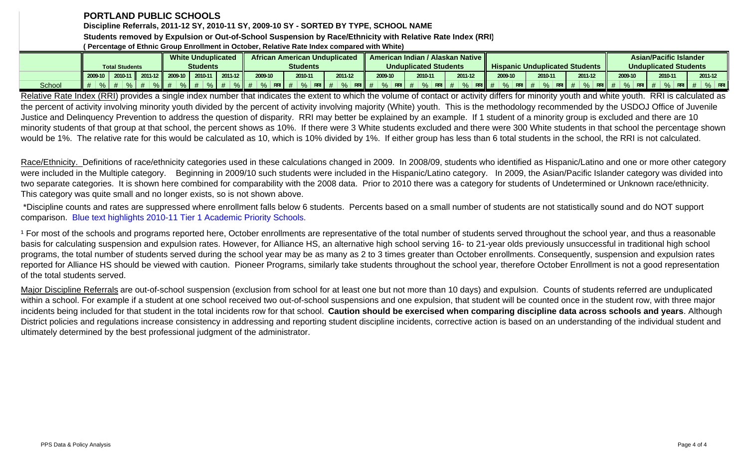## PORTLAND PUBLIC SCHOOLS

**Discipline Referrals, 2011-12 SY, 2010-11 SY, 2009-10 SY - SORTED BY TYPE, SCHOOL NAME**

**Students removed by Expulsion or Out-of-School Suspension by Race/Ethnicity with Relative Rate Index (RRI)**

**( Percentage of Ethnic Group Enrollment in October, Relative Rate Index compared with White)**

| | Total Students | | | | | | White Unduplicated Students | | | | | | African American Unduplicated Students | | | | | | | | | American Indian / Alaskan Native Unduplicated Students | | | | | | | | | Hispanic Unduplicated Students | | | | | | | | | Asian/Pacific Islander Unduplicated Students | | | | | | | | |
|---|---|---|---|---|---|---|---|---|---|---|---|---|---|---|---|---|---|---|---|---|---|---|---|---|---|---|---|---|---|---|---|---|---|---|---|---|---|---|---|---|---|---|---|---|---|---|---|---|---|
| | 2009-10 | | 2010-11 | | 2011-12 | | 2009-10 | | 2010-11 | | 2011-12 | | 2009-10 | | | 2010-11 | | | 2011-12 | | | 2009-10 | | | 2010-11 | | | 2011-12 | | | 2009-10 | | | 2010-11 | | | 2011-12 | | | 2009-10 | | | 2010-11 | | | 2011-12 | | |
| School | # | % | # | % | # | % | # | % | # | % | # | % | # | % | RRI | # | % | RRI | # | % | RRI | # | % | RRI | # | % | RRI | # | % | RRI | # | % | RRI | # | % | RRI | # | % | RRI | # | % | RRI | # | % | RRI | # | % | RRI |

Relative Rate Index (RRI) provides a single index number that indicates the extent to which the volume of contact or activity differs for minority youth and white youth. RRI is calculated as the percent of activity involving minority youth divided by the percent of activity involving majority (White) youth. This is the methodology recommended by the USDOJ Office of Juvenile Justice and Delinquency Prevention to address the question of disparity. RRI may better be explained by an example. If 1 student of a minority group is excluded and there are 10 minority students of that group at that school, the percent shows as 10%. If there were 3 White students excluded and there were 300 White students in that school the percentage shown would be 1%. The relative rate for this would be calculated as 10, which is 10% divided by 1%. If either group has less than 6 total students in the school, the RRI is not calculated.

Race/Ethnicity. Definitions of race/ethnicity categories used in these calculations changed in 2009. In 2008/09, students who identified as Hispanic/Latino and one or more other category were included in the Multiple category. Beginning in 2009/10 such students were included in the Hispanic/Latino category. In 2009, the Asian/Pacific Islander category was divided into two separate categories. It is shown here combined for comparability with the 2008 data. Prior to 2010 there was a category for students of Undetermined or Unknown race/ethnicity. This category was quite small and no longer exists, so is not shown above.

*Discipline counts and rates are suppressed where enrollment falls below 6 students. Percents based on a small number of students are not statistically sound and do NOT support comparison. Blue text highlights 2010-11 Tier 1 Academic Priority Schools.

[1] For most of the schools and programs reported here, October enrollments are representative of the total number of students served throughout the school year, and thus a reasonable basis for calculating suspension and expulsion rates. However, for Alliance HS, an alternative high school serving 16- to 21-year olds previously unsuccessful in traditional high school programs, the total number of students served during the school year may be as many as 2 to 3 times greater than October enrollments. Consequently, suspension and expulsion rates reported for Alliance HS should be viewed with caution. Pioneer Programs, similarly take students throughout the school year, therefore October Enrollment is not a good representation of the total students served.

Major Discipline Referrals are out-of-school suspension (exclusion from school for at least one but not more than 10 days) and expulsion. Counts of students referred are unduplicated within a school. For example if a student at one school received two out-of-school suspensions and one expulsion, that student will be counted once in the student row, with three major incidents being included for that student in the total incidents row for that school. **Caution should be exercised when comparing discipline data across schools and years**. Although District policies and regulations increase consistency in addressing and reporting student discipline incidents, corrective action is based on an understanding of the individual student and ultimately determined by the best professional judgment of the administrator.